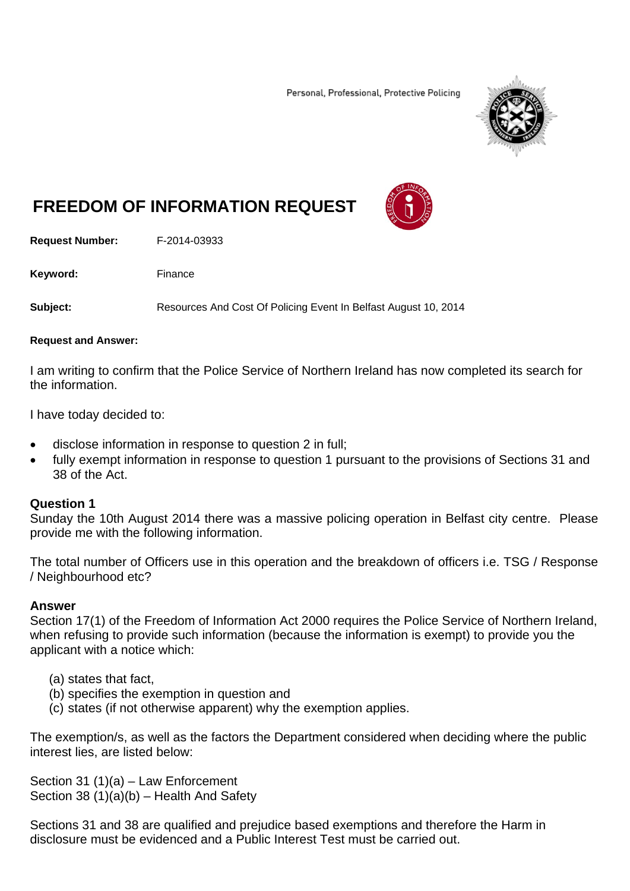Personal, Professional, Protective Policing

# FREEDOM OF INFORMATION REQUEST

**Request Number:** F-2014-03933

**Keyword:** Finance

**Subject:** Resources And Cost Of Policing Event In Belfast August 10, 2014

**Request and Answer:**

I am writing to confirm that the Police Service of Northern Ireland has now completed its search for the information.

I have today decided to:

- disclose information in response to question 2 in full;
- fully exempt information in response to question 1 pursuant to the provisions of Sections 31 and 38 of the Act.

**Question 1**
Sunday the 10th August 2014 there was a massive policing operation in Belfast city centre. Please provide me with the following information.

The total number of Officers use in this operation and the breakdown of officers i.e. TSG / Response / Neighbourhood etc?

**Answer**
Section 17(1) of the Freedom of Information Act 2000 requires the Police Service of Northern Ireland, when refusing to provide such information (because the information is exempt) to provide you the applicant with a notice which:

(a) states that fact,
(b) specifies the exemption in question and
(c) states (if not otherwise apparent) why the exemption applies.

The exemption/s, as well as the factors the Department considered when deciding where the public interest lies, are listed below:

Section 31 (1)(a) – Law Enforcement
Section 38 (1)(a)(b) – Health And Safety

Sections 31 and 38 are qualified and prejudice based exemptions and therefore the Harm in disclosure must be evidenced and a Public Interest Test must be carried out.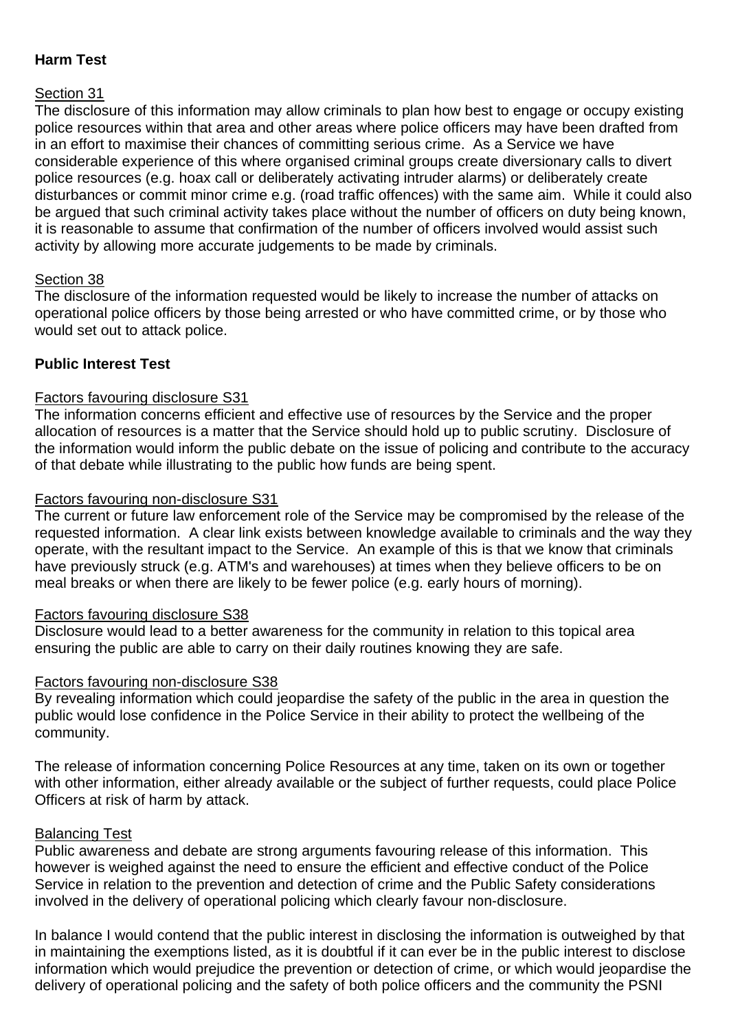**Harm Test**

Section 31

The disclosure of this information may allow criminals to plan how best to engage or occupy existing police resources within that area and other areas where police officers may have been drafted from in an effort to maximise their chances of committing serious crime. As a Service we have considerable experience of this where organised criminal groups create diversionary calls to divert police resources (e.g. hoax call or deliberately activating intruder alarms) or deliberately create disturbances or commit minor crime e.g. (road traffic offences) with the same aim. While it could also be argued that such criminal activity takes place without the number of officers on duty being known, it is reasonable to assume that confirmation of the number of officers involved would assist such activity by allowing more accurate judgements to be made by criminals.

Section 38

The disclosure of the information requested would be likely to increase the number of attacks on operational police officers by those being arrested or who have committed crime, or by those who would set out to attack police.

**Public Interest Test**

Factors favouring disclosure S31

The information concerns efficient and effective use of resources by the Service and the proper allocation of resources is a matter that the Service should hold up to public scrutiny. Disclosure of the information would inform the public debate on the issue of policing and contribute to the accuracy of that debate while illustrating to the public how funds are being spent.

Factors favouring non-disclosure S31

The current or future law enforcement role of the Service may be compromised by the release of the requested information. A clear link exists between knowledge available to criminals and the way they operate, with the resultant impact to the Service. An example of this is that we know that criminals have previously struck (e.g. ATM's and warehouses) at times when they believe officers to be on meal breaks or when there are likely to be fewer police (e.g. early hours of morning).

Factors favouring disclosure S38

Disclosure would lead to a better awareness for the community in relation to this topical area ensuring the public are able to carry on their daily routines knowing they are safe.

Factors favouring non-disclosure S38

By revealing information which could jeopardise the safety of the public in the area in question the public would lose confidence in the Police Service in their ability to protect the wellbeing of the community.

The release of information concerning Police Resources at any time, taken on its own or together with other information, either already available or the subject of further requests, could place Police Officers at risk of harm by attack.

Balancing Test

Public awareness and debate are strong arguments favouring release of this information. This however is weighed against the need to ensure the efficient and effective conduct of the Police Service in relation to the prevention and detection of crime and the Public Safety considerations involved in the delivery of operational policing which clearly favour non-disclosure.

In balance I would contend that the public interest in disclosing the information is outweighed by that in maintaining the exemptions listed, as it is doubtful if it can ever be in the public interest to disclose information which would prejudice the prevention or detection of crime, or which would jeopardise the delivery of operational policing and the safety of both police officers and the community the PSNI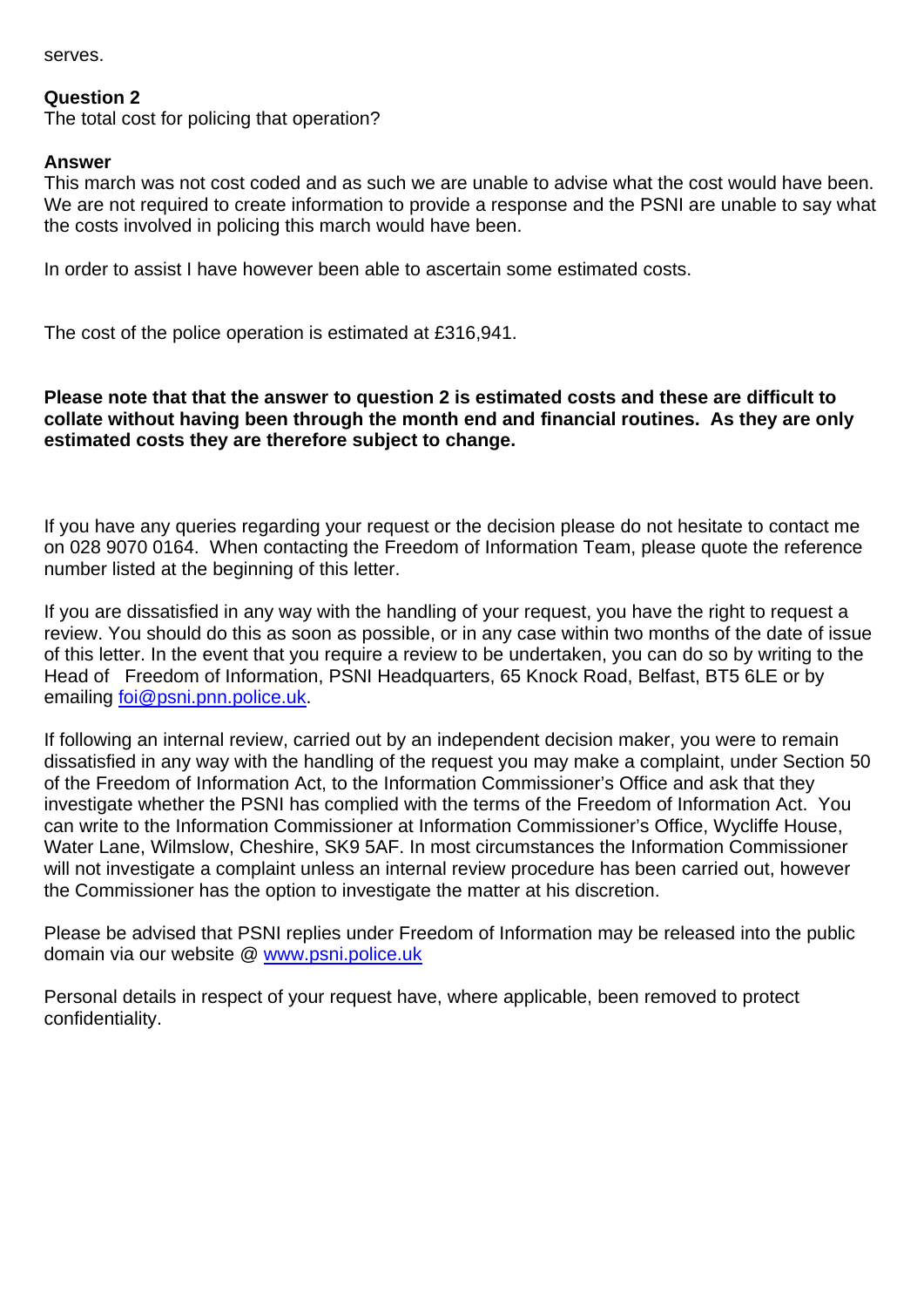serves.

**Question 2**
The total cost for policing that operation?

**Answer**
This march was not cost coded and as such we are unable to advise what the cost would have been. We are not required to create information to provide a response and the PSNI are unable to say what the costs involved in policing this march would have been.

In order to assist I have however been able to ascertain some estimated costs.

The cost of the police operation is estimated at £316,941.

**Please note that that the answer to question 2 is estimated costs and these are difficult to collate without having been through the month end and financial routines. As they are only estimated costs they are therefore subject to change.**

If you have any queries regarding your request or the decision please do not hesitate to contact me on 028 9070 0164. When contacting the Freedom of Information Team, please quote the reference number listed at the beginning of this letter.

If you are dissatisfied in any way with the handling of your request, you have the right to request a review. You should do this as soon as possible, or in any case within two months of the date of issue of this letter. In the event that you require a review to be undertaken, you can do so by writing to the Head of Freedom of Information, PSNI Headquarters, 65 Knock Road, Belfast, BT5 6LE or by emailing [foi@psni.pnn.police.uk](mailto:foi@psni.pnn.police.uk).

If following an internal review, carried out by an independent decision maker, you were to remain dissatisfied in any way with the handling of the request you may make a complaint, under Section 50 of the Freedom of Information Act, to the Information Commissioner's Office and ask that they investigate whether the PSNI has complied with the terms of the Freedom of Information Act. You can write to the Information Commissioner at Information Commissioner's Office, Wycliffe House, Water Lane, Wilmslow, Cheshire, SK9 5AF. In most circumstances the Information Commissioner will not investigate a complaint unless an internal review procedure has been carried out, however the Commissioner has the option to investigate the matter at his discretion.

Please be advised that PSNI replies under Freedom of Information may be released into the public domain via our website @ [www.psni.police.uk](http://www.psni.police.uk)

Personal details in respect of your request have, where applicable, been removed to protect confidentiality.